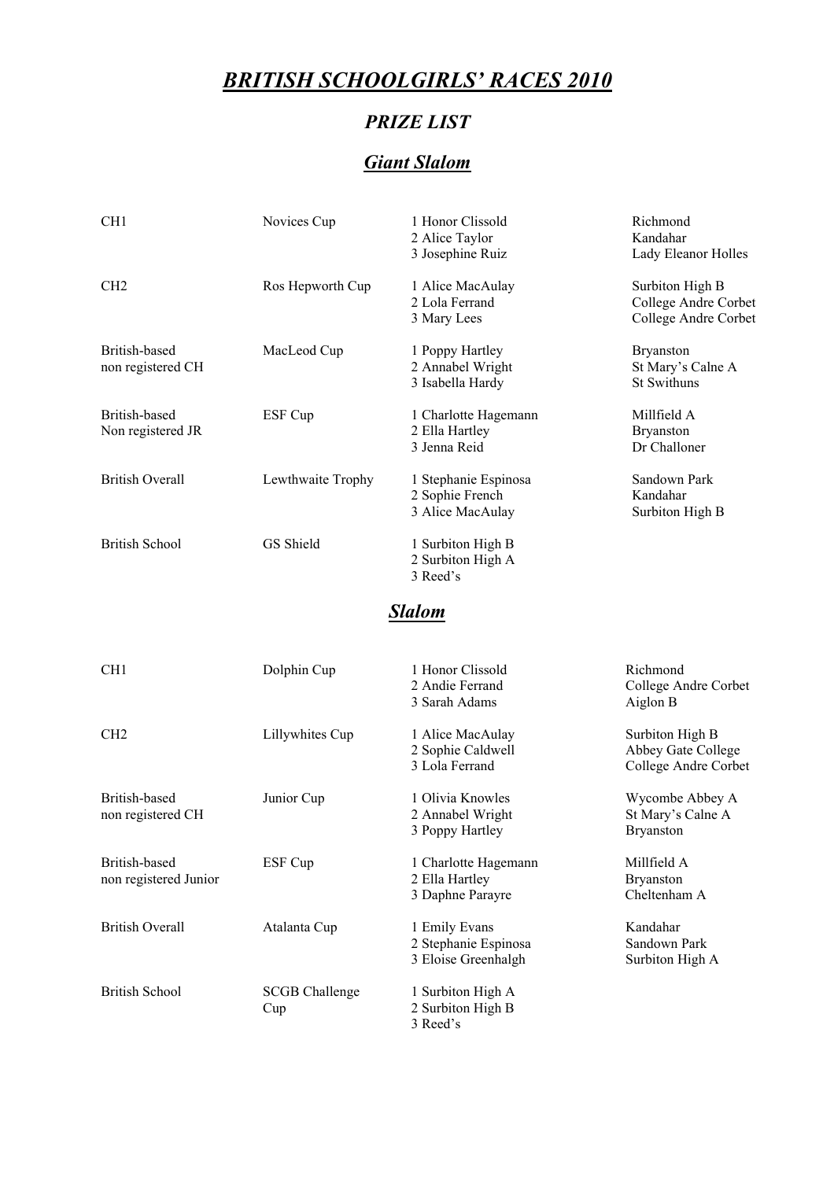# *BRITISH SCHOOLGIRLS' RACES 2010*

## *PRIZE LIST*

### *Giant Slalom*

| Category | Prize | Place / Name | School |
|---|---|---|---|
| CH1 | Novices Cup | 1 Honor Clissold | Richmond |
| | | 2 Alice Taylor | Kandahar |
| | | 3 Josephine Ruiz | Lady Eleanor Holles |
| CH2 | Ros Hepworth Cup | 1 Alice MacAulay | Surbiton High B |
| | | 2 Lola Ferrand | College Andre Corbet |
| | | 3 Mary Lees | College Andre Corbet |
| British-based non registered CH | MacLeod Cup | 1 Poppy Hartley | Bryanston |
| | | 2 Annabel Wright | St Mary's Calne A |
| | | 3 Isabella Hardy | St Swithuns |
| British-based Non registered JR | ESF Cup | 1 Charlotte Hagemann | Millfield A |
| | | 2 Ella Hartley | Bryanston |
| | | 3 Jenna Reid | Dr Challoner |
| British Overall | Lewthwaite Trophy | 1 Stephanie Espinosa | Sandown Park |
| | | 2 Sophie French | Kandahar |
| | | 3 Alice MacAulay | Surbiton High B |
| British School | GS Shield | 1 Surbiton High B | |
| | | 2 Surbiton High A | |
| | | 3 Reed's | |

### *Slalom*

| Category | Prize | Place / Name | School |
|---|---|---|---|
| CH1 | Dolphin Cup | 1 Honor Clissold | Richmond |
| | | 2 Andie Ferrand | College Andre Corbet |
| | | 3 Sarah Adams | Aiglon B |
| CH2 | Lillywhites Cup | 1 Alice MacAulay | Surbiton High B |
| | | 2 Sophie Caldwell | Abbey Gate College |
| | | 3 Lola Ferrand | College Andre Corbet |
| British-based non registered CH | Junior Cup | 1 Olivia Knowles | Wycombe Abbey A |
| | | 2 Annabel Wright | St Mary's Calne A |
| | | 3 Poppy Hartley | Bryanston |
| British-based non registered Junior | ESF Cup | 1 Charlotte Hagemann | Millfield A |
| | | 2 Ella Hartley | Bryanston |
| | | 3 Daphne Parayre | Cheltenham A |
| British Overall | Atalanta Cup | 1 Emily Evans | Kandahar |
| | | 2 Stephanie Espinosa | Sandown Park |
| | | 3 Eloise Greenhalgh | Surbiton High A |
| British School | SCGB Challenge Cup | 1 Surbiton High A | |
| | | 2 Surbiton High B | |
| | | 3 Reed's | |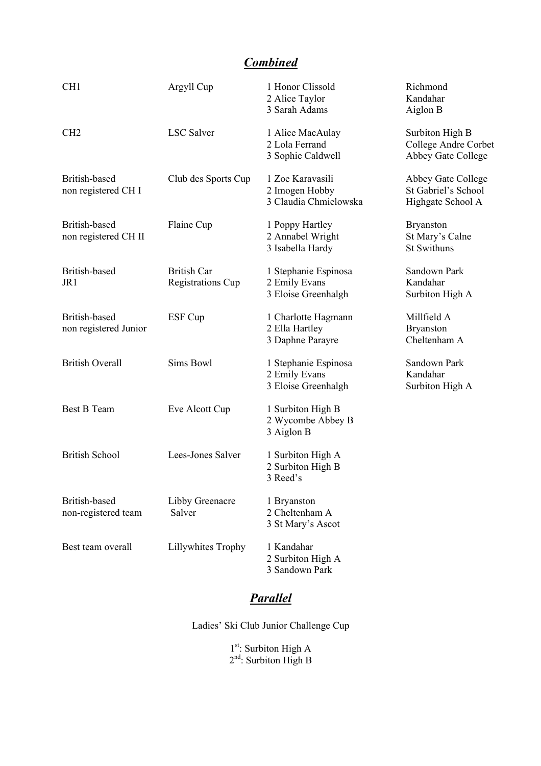# ***Combined***

| | | | |
|---|---|---|---|
| CH1 | Argyll Cup | 1 Honor Clissold<br>2 Alice Taylor<br>3 Sarah Adams | Richmond<br>Kandahar<br>Aiglon B |
| CH2 | LSC Salver | 1 Alice MacAulay<br>2 Lola Ferrand<br>3 Sophie Caldwell | Surbiton High B<br>College Andre Corbet<br>Abbey Gate College |
| British-based non registered CH I | Club des Sports Cup | 1 Zoe Karavasili<br>2 Imogen Hobby<br>3 Claudia Chmielowska | Abbey Gate College<br>St Gabriel's School<br>Highgate School A |
| British-based non registered CH II | Flaine Cup | 1 Poppy Hartley<br>2 Annabel Wright<br>3 Isabella Hardy | Bryanston<br>St Mary's Calne<br>St Swithuns |
| British-based JR1 | British Car Registrations Cup | 1 Stephanie Espinosa<br>2 Emily Evans<br>3 Eloise Greenhalgh | Sandown Park<br>Kandahar<br>Surbiton High A |
| British-based non registered Junior | ESF Cup | 1 Charlotte Hagmann<br>2 Ella Hartley<br>3 Daphne Parayre | Millfield A<br>Bryanston<br>Cheltenham A |
| British Overall | Sims Bowl | 1 Stephanie Espinosa<br>2 Emily Evans<br>3 Eloise Greenhalgh | Sandown Park<br>Kandahar<br>Surbiton High A |
| Best B Team | Eve Alcott Cup | 1 Surbiton High B<br>2 Wycombe Abbey B<br>3 Aiglon B | |
| British School | Lees-Jones Salver | 1 Surbiton High A<br>2 Surbiton High B<br>3 Reed's | |
| British-based non-registered team | Libby Greenacre Salver | 1 Bryanston<br>2 Cheltenham A<br>3 St Mary's Ascot | |
| Best team overall | Lillywhites Trophy | 1 Kandahar<br>2 Surbiton High A<br>3 Sandown Park | |

# ***Parallel***

Ladies' Ski Club Junior Challenge Cup

1st: Surbiton High A
2nd: Surbiton High B